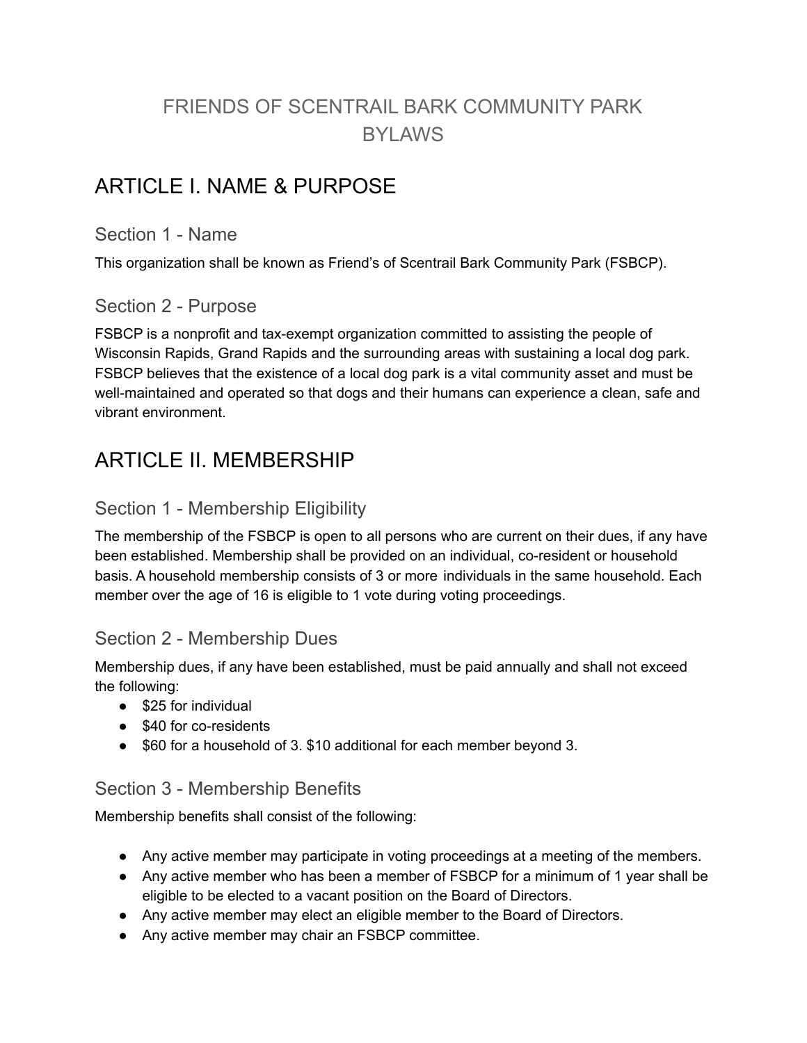# FRIENDS OF SCENTRAIL BARK COMMUNITY PARK BYLAWS

## ARTICLE I. NAME & PURPOSE

### Section 1 - Name

This organization shall be known as Friend's of Scentrail Bark Community Park (FSBCP).

### Section 2 - Purpose

FSBCP is a nonprofit and tax-exempt organization committed to assisting the people of Wisconsin Rapids, Grand Rapids and the surrounding areas with sustaining a local dog park. FSBCP believes that the existence of a local dog park is a vital community asset and must be well-maintained and operated so that dogs and their humans can experience a clean, safe and vibrant environment.

## ARTICLE II. MEMBERSHIP

### Section 1 - Membership Eligibility

The membership of the FSBCP is open to all persons who are current on their dues, if any have been established. Membership shall be provided on an individual, co-resident or household basis. A household membership consists of 3 or more individuals in the same household. Each member over the age of 16 is eligible to 1 vote during voting proceedings.

### Section 2 - Membership Dues

Membership dues, if any have been established, must be paid annually and shall not exceed the following:

- $25 for individual
- $40 for co-residents
- $60 for a household of 3. $10 additional for each member beyond 3.

### Section 3 - Membership Benefits

Membership benefits shall consist of the following:

- Any active member may participate in voting proceedings at a meeting of the members.
- Any active member who has been a member of FSBCP for a minimum of 1 year shall be eligible to be elected to a vacant position on the Board of Directors.
- Any active member may elect an eligible member to the Board of Directors.
- Any active member may chair an FSBCP committee.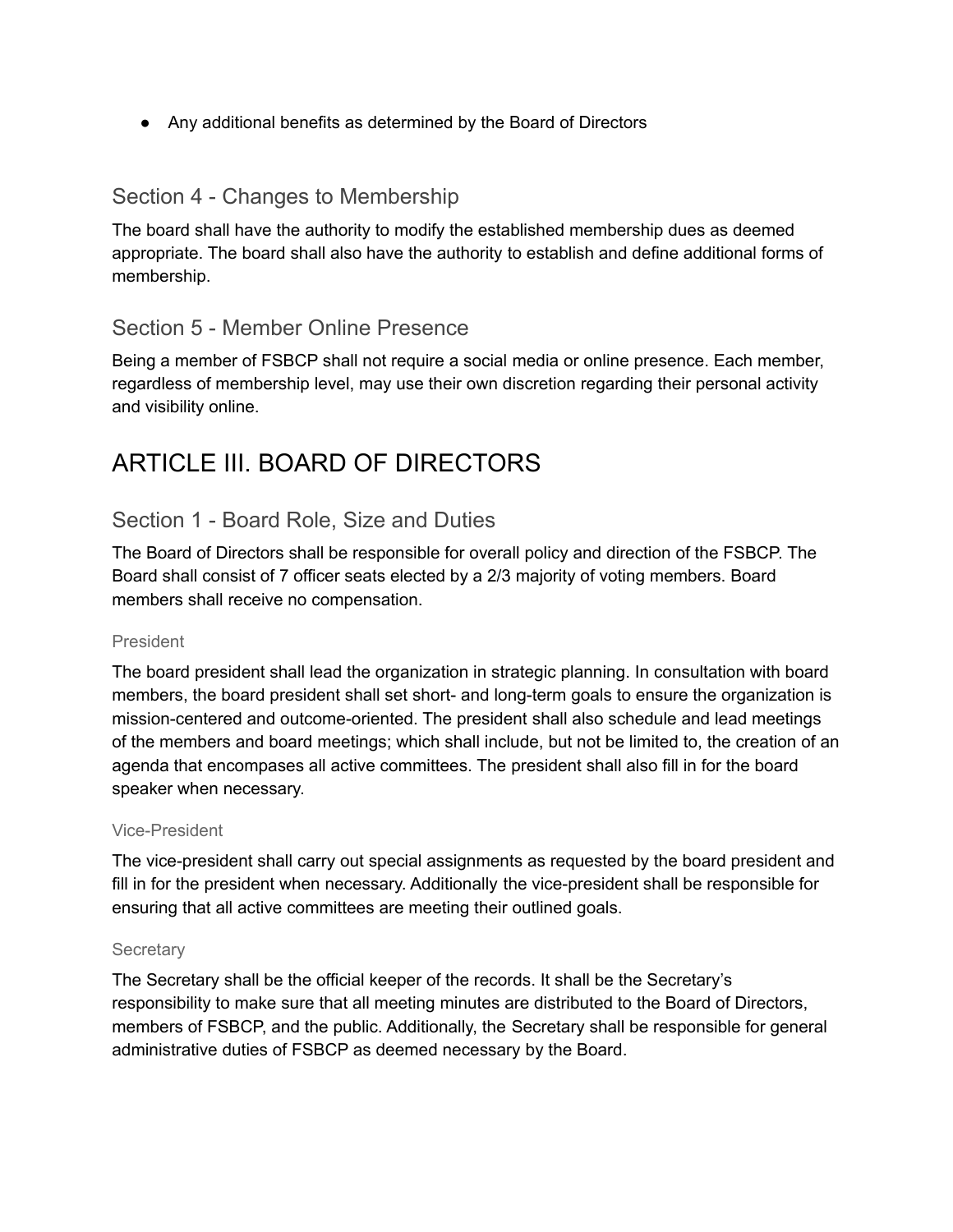- Any additional benefits as determined by the Board of Directors

### Section 4 - Changes to Membership

The board shall have the authority to modify the established membership dues as deemed appropriate. The board shall also have the authority to establish and define additional forms of membership.

### Section 5 - Member Online Presence

Being a member of FSBCP shall not require a social media or online presence. Each member, regardless of membership level, may use their own discretion regarding their personal activity and visibility online.

## ARTICLE III. BOARD OF DIRECTORS

### Section 1 - Board Role, Size and Duties

The Board of Directors shall be responsible for overall policy and direction of the FSBCP. The Board shall consist of 7 officer seats elected by a 2/3 majority of voting members. Board members shall receive no compensation.

#### President

The board president shall lead the organization in strategic planning. In consultation with board members, the board president shall set short- and long-term goals to ensure the organization is mission-centered and outcome-oriented. The president shall also schedule and lead meetings of the members and board meetings; which shall include, but not be limited to, the creation of an agenda that encompases all active committees. The president shall also fill in for the board speaker when necessary.

#### Vice-President

The vice-president shall carry out special assignments as requested by the board president and fill in for the president when necessary. Additionally the vice-president shall be responsible for ensuring that all active committees are meeting their outlined goals.

#### Secretary

The Secretary shall be the official keeper of the records. It shall be the Secretary's responsibility to make sure that all meeting minutes are distributed to the Board of Directors, members of FSBCP, and the public. Additionally, the Secretary shall be responsible for general administrative duties of FSBCP as deemed necessary by the Board.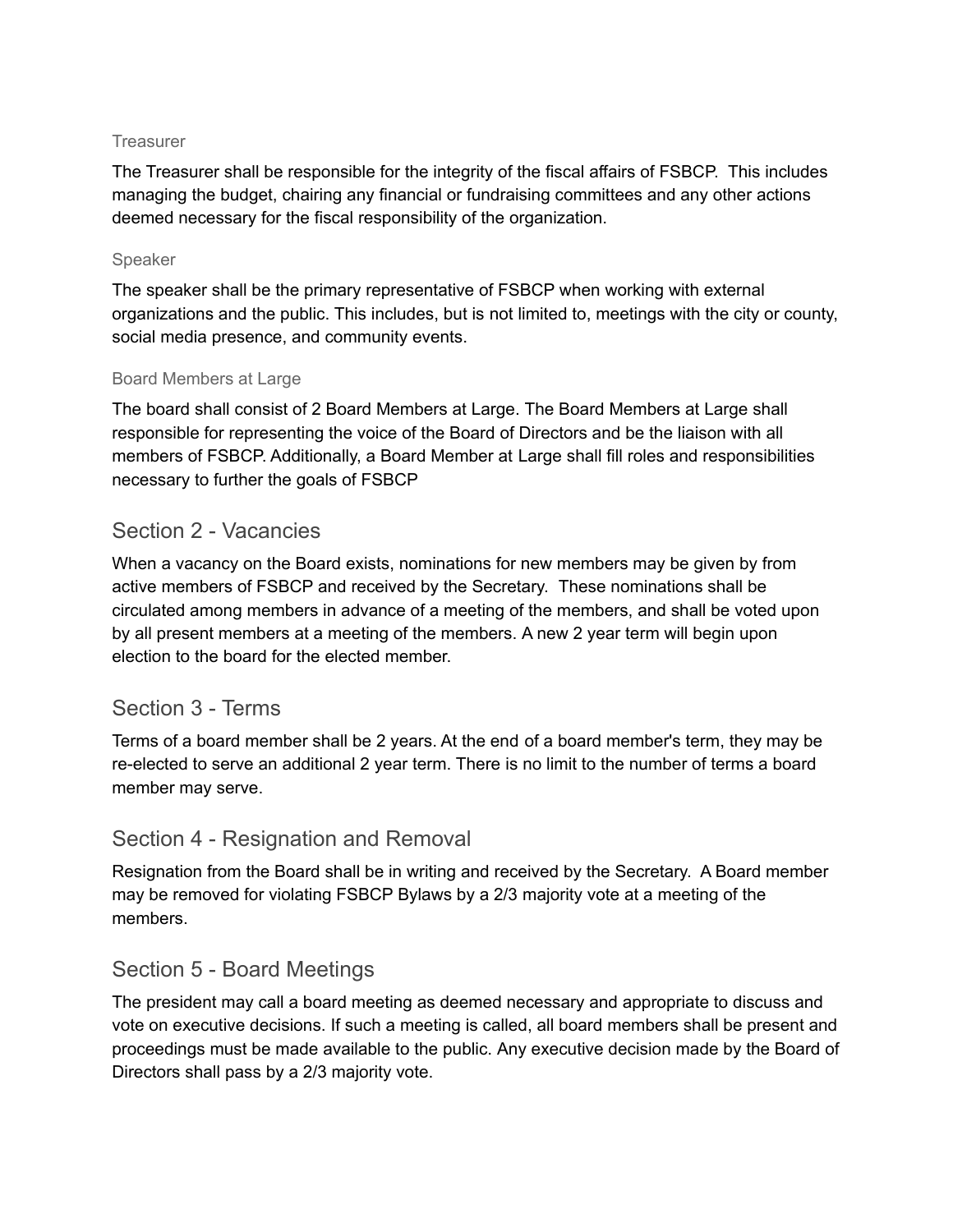### Treasurer

The Treasurer shall be responsible for the integrity of the fiscal affairs of FSBCP. This includes managing the budget, chairing any financial or fundraising committees and any other actions deemed necessary for the fiscal responsibility of the organization.

### Speaker

The speaker shall be the primary representative of FSBCP when working with external organizations and the public. This includes, but is not limited to, meetings with the city or county, social media presence, and community events.

### Board Members at Large

The board shall consist of 2 Board Members at Large. The Board Members at Large shall responsible for representing the voice of the Board of Directors and be the liaison with all members of FSBCP. Additionally, a Board Member at Large shall fill roles and responsibilities necessary to further the goals of FSBCP

## Section 2 - Vacancies

When a vacancy on the Board exists, nominations for new members may be given by from active members of FSBCP and received by the Secretary. These nominations shall be circulated among members in advance of a meeting of the members, and shall be voted upon by all present members at a meeting of the members. A new 2 year term will begin upon election to the board for the elected member.

## Section 3 - Terms

Terms of a board member shall be 2 years. At the end of a board member's term, they may be re-elected to serve an additional 2 year term. There is no limit to the number of terms a board member may serve.

## Section 4 - Resignation and Removal

Resignation from the Board shall be in writing and received by the Secretary. A Board member may be removed for violating FSBCP Bylaws by a 2/3 majority vote at a meeting of the members.

## Section 5 - Board Meetings

The president may call a board meeting as deemed necessary and appropriate to discuss and vote on executive decisions. If such a meeting is called, all board members shall be present and proceedings must be made available to the public. Any executive decision made by the Board of Directors shall pass by a 2/3 majority vote.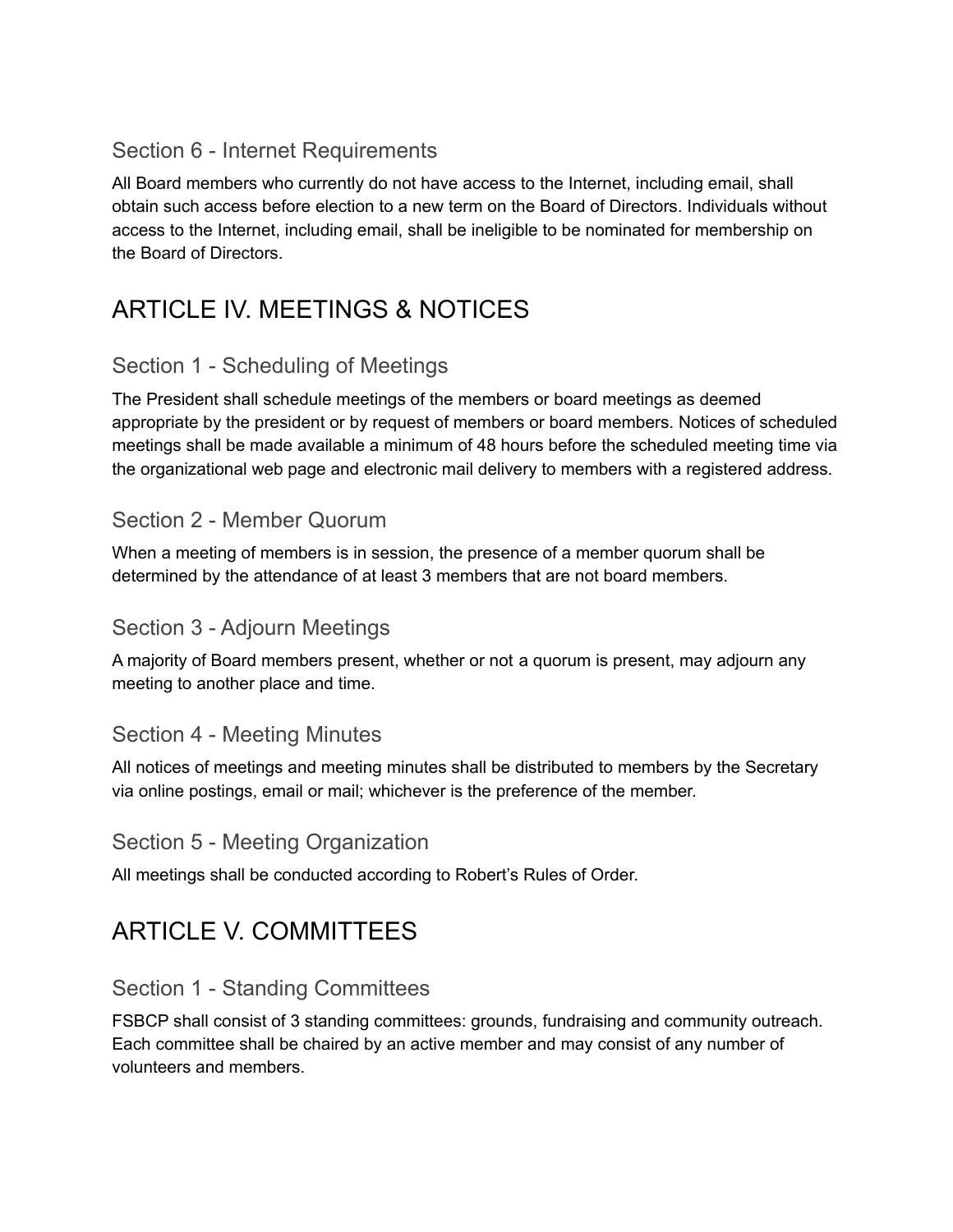### Section 6 - Internet Requirements

All Board members who currently do not have access to the Internet, including email, shall obtain such access before election to a new term on the Board of Directors. Individuals without access to the Internet, including email, shall be ineligible to be nominated for membership on the Board of Directors.

## ARTICLE IV. MEETINGS & NOTICES

### Section 1 - Scheduling of Meetings

The President shall schedule meetings of the members or board meetings as deemed appropriate by the president or by request of members or board members. Notices of scheduled meetings shall be made available a minimum of 48 hours before the scheduled meeting time via the organizational web page and electronic mail delivery to members with a registered address.

### Section 2 - Member Quorum

When a meeting of members is in session, the presence of a member quorum shall be determined by the attendance of at least 3 members that are not board members.

### Section 3 - Adjourn Meetings

A majority of Board members present, whether or not a quorum is present, may adjourn any meeting to another place and time.

### Section 4 - Meeting Minutes

All notices of meetings and meeting minutes shall be distributed to members by the Secretary via online postings, email or mail; whichever is the preference of the member.

### Section 5 - Meeting Organization

All meetings shall be conducted according to Robert's Rules of Order.

## ARTICLE V. COMMITTEES

### Section 1 - Standing Committees

FSBCP shall consist of 3 standing committees: grounds, fundraising and community outreach. Each committee shall be chaired by an active member and may consist of any number of volunteers and members.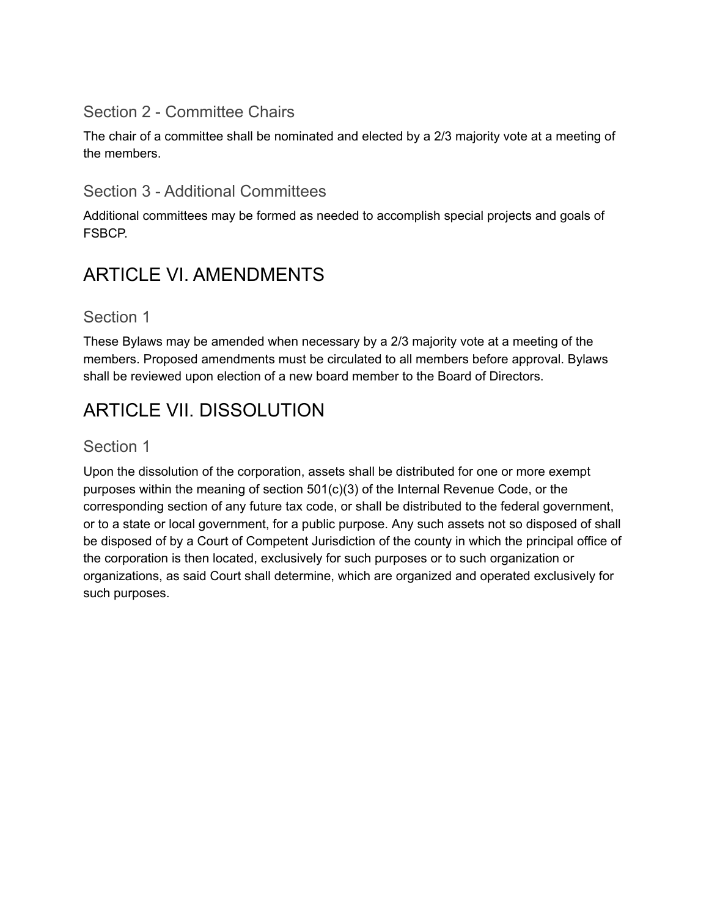### Section 2 - Committee Chairs

The chair of a committee shall be nominated and elected by a 2/3 majority vote at a meeting of the members.

### Section 3 - Additional Committees

Additional committees may be formed as needed to accomplish special projects and goals of FSBCP.

## ARTICLE VI. AMENDMENTS

### Section 1

These Bylaws may be amended when necessary by a 2/3 majority vote at a meeting of the members. Proposed amendments must be circulated to all members before approval. Bylaws shall be reviewed upon election of a new board member to the Board of Directors.

## ARTICLE VII. DISSOLUTION

### Section 1

Upon the dissolution of the corporation, assets shall be distributed for one or more exempt purposes within the meaning of section 501(c)(3) of the Internal Revenue Code, or the corresponding section of any future tax code, or shall be distributed to the federal government, or to a state or local government, for a public purpose. Any such assets not so disposed of shall be disposed of by a Court of Competent Jurisdiction of the county in which the principal office of the corporation is then located, exclusively for such purposes or to such organization or organizations, as said Court shall determine, which are organized and operated exclusively for such purposes.